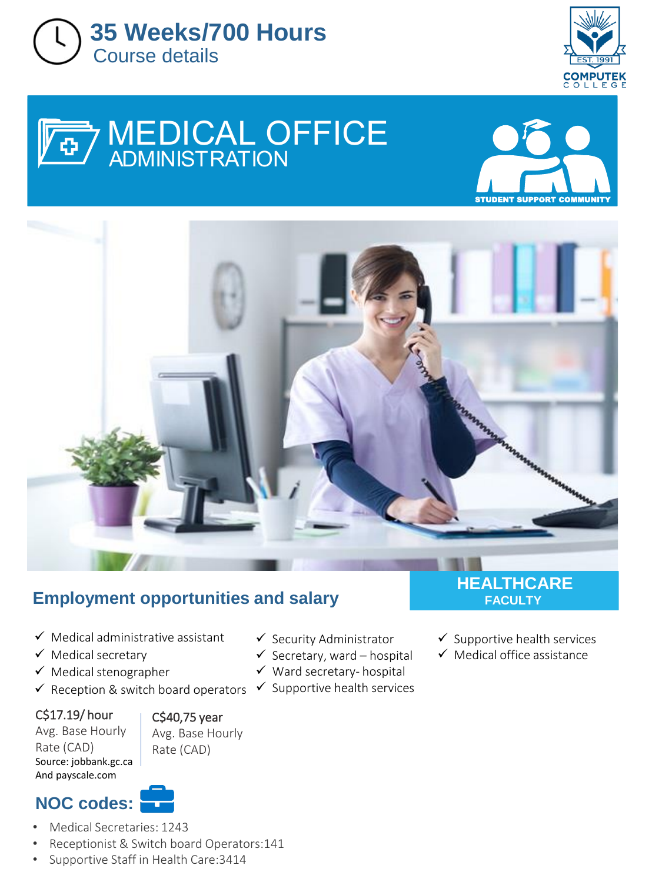# 35 Weeks/700 Hours

Course details

COMPUTEK COLLEGE
EST. 1991

# MEDICAL OFFICE ADMINISTRATION

STUDENT SUPPORT COMMUNITY

HEALTHCARE
FACULTY

## Employment opportunities and salary

- ✓ Medical administrative assistant
- ✓ Medical secretary
- ✓ Medical stenographer
- ✓ Reception & switch board operators
- ✓ Security Administrator
- ✓ Secretary, ward – hospital
- ✓ Ward secretary- hospital
- ✓ Supportive health services
- ✓ Supportive health services
- ✓ Medical office assistance

C$17.19/ hour
Avg. Base Hourly Rate (CAD)
Source: jobbank.gc.ca
And payscale.com

C$40,75 year
Avg. Base Hourly Rate (CAD)

## NOC codes:

- Medical Secretaries: 1243
- Receptionist & Switch board Operators:141
- Supportive Staff in Health Care:3414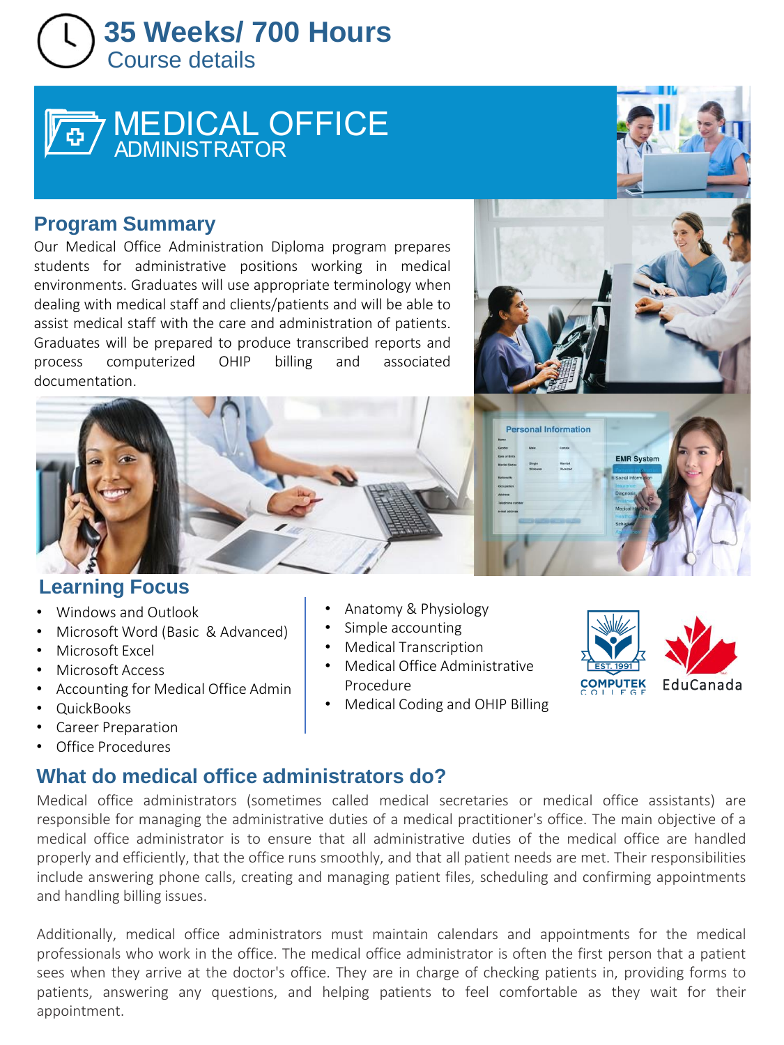# 35 Weeks/ 700 Hours

Course details

# MEDICAL OFFICE ADMINISTRATOR

## Program Summary

Our Medical Office Administration Diploma program prepares students for administrative positions working in medical environments. Graduates will use appropriate terminology when dealing with medical staff and clients/patients and will be able to assist medical staff with the care and administration of patients. Graduates will be prepared to produce transcribed reports and process computerized OHIP billing and associated documentation.

## Learning Focus

- Windows and Outlook
- Microsoft Word (Basic & Advanced)
- Microsoft Excel
- Microsoft Access
- Accounting for Medical Office Admin
- QuickBooks
- Career Preparation
- Office Procedures
- Anatomy & Physiology
- Simple accounting
- Medical Transcription
- Medical Office Administrative Procedure
- Medical Coding and OHIP Billing

EST. 1991 COMPUTEK COLLEGE

EduCanada

## What do medical office administrators do?

Medical office administrators (sometimes called medical secretaries or medical office assistants) are responsible for managing the administrative duties of a medical practitioner's office. The main objective of a medical office administrator is to ensure that all administrative duties of the medical office are handled properly and efficiently, that the office runs smoothly, and that all patient needs are met. Their responsibilities include answering phone calls, creating and managing patient files, scheduling and confirming appointments and handling billing issues.

Additionally, medical office administrators must maintain calendars and appointments for the medical professionals who work in the office. The medical office administrator is often the first person that a patient sees when they arrive at the doctor's office. They are in charge of checking patients in, providing forms to patients, answering any questions, and helping patients to feel comfortable as they wait for their appointment.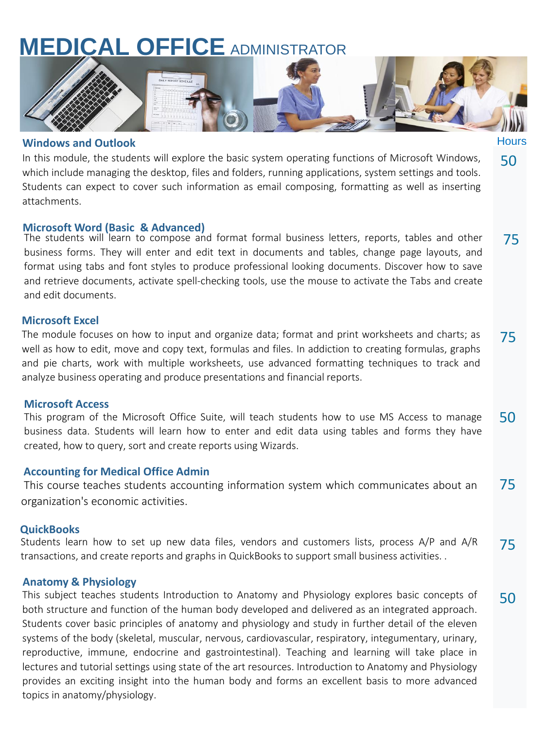# MEDICAL OFFICE ADMINISTRATOR

Hours

### Windows and Outlook

50

In this module, the students will explore the basic system operating functions of Microsoft Windows, which include managing the desktop, files and folders, running applications, system settings and tools. Students can expect to cover such information as email composing, formatting as well as inserting attachments.

### Microsoft Word (Basic & Advanced)

75

The students will learn to compose and format formal business letters, reports, tables and other business forms. They will enter and edit text in documents and tables, change page layouts, and format using tabs and font styles to produce professional looking documents. Discover how to save and retrieve documents, activate spell-checking tools, use the mouse to activate the Tabs and create and edit documents.

### Microsoft Excel

75

The module focuses on how to input and organize data; format and print worksheets and charts; as well as how to edit, move and copy text, formulas and files. In addiction to creating formulas, graphs and pie charts, work with multiple worksheets, use advanced formatting techniques to track and analyze business operating and produce presentations and financial reports.

### Microsoft Access

50

This program of the Microsoft Office Suite, will teach students how to use MS Access to manage business data. Students will learn how to enter and edit data using tables and forms they have created, how to query, sort and create reports using Wizards.

### Accounting for Medical Office Admin

75

This course teaches students accounting information system which communicates about an organization's economic activities.

### QuickBooks

75

Students learn how to set up new data files, vendors and customers lists, process A/P and A/R transactions, and create reports and graphs in QuickBooks to support small business activities. .

### Anatomy & Physiology

50

This subject teaches students Introduction to Anatomy and Physiology explores basic concepts of both structure and function of the human body developed and delivered as an integrated approach. Students cover basic principles of anatomy and physiology and study in further detail of the eleven systems of the body (skeletal, muscular, nervous, cardiovascular, respiratory, integumentary, urinary, reproductive, immune, endocrine and gastrointestinal). Teaching and learning will take place in lectures and tutorial settings using state of the art resources. Introduction to Anatomy and Physiology provides an exciting insight into the human body and forms an excellent basis to more advanced topics in anatomy/physiology.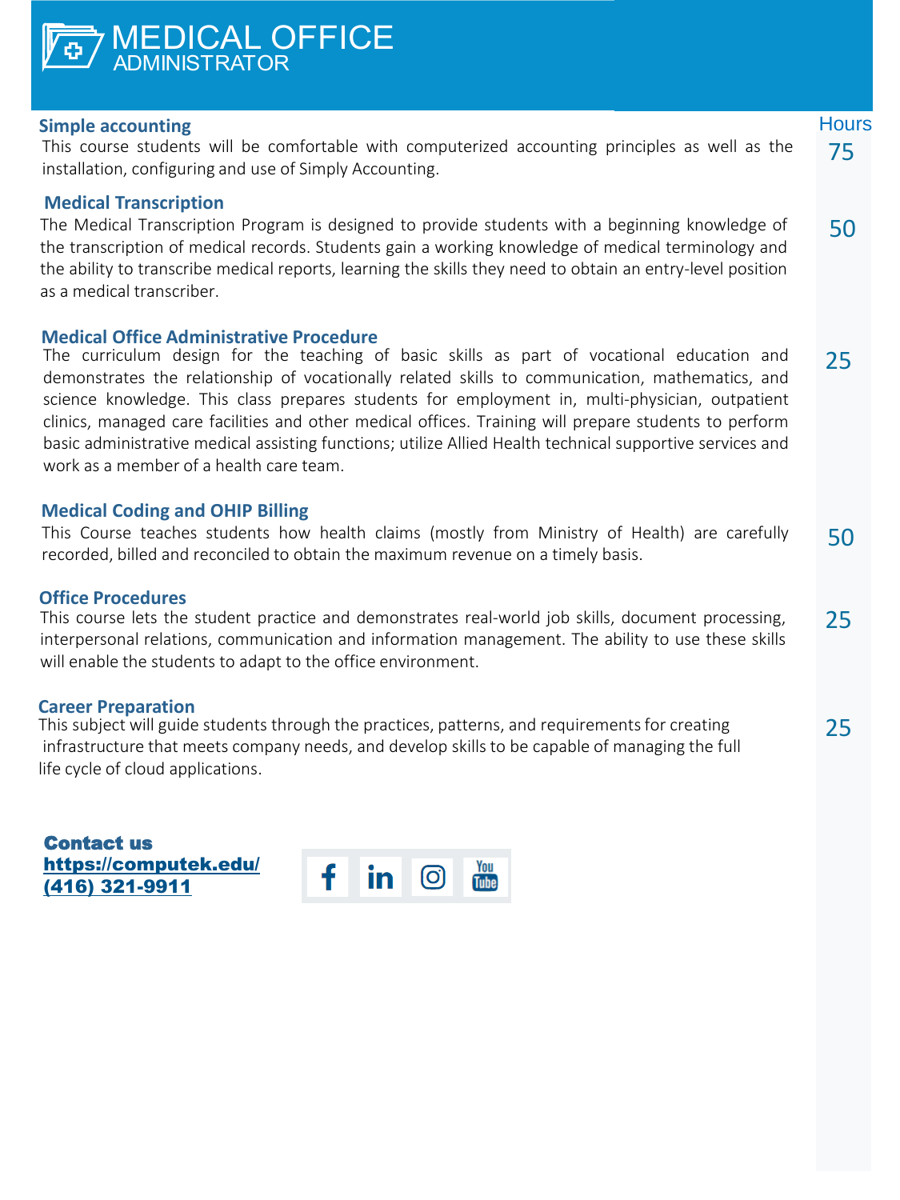# MEDICAL OFFICE
## ADMINISTRATOR

Hours

### Simple accounting

This course students will be comfortable with computerized accounting principles as well as the installation, configuring and use of Simply Accounting.

75

### Medical Transcription

The Medical Transcription Program is designed to provide students with a beginning knowledge of the transcription of medical records. Students gain a working knowledge of medical terminology and the ability to transcribe medical reports, learning the skills they need to obtain an entry-level position as a medical transcriber.

50

### Medical Office Administrative Procedure

The curriculum design for the teaching of basic skills as part of vocational education and demonstrates the relationship of vocationally related skills to communication, mathematics, and science knowledge. This class prepares students for employment in, multi-physician, outpatient clinics, managed care facilities and other medical offices. Training will prepare students to perform basic administrative medical assisting functions; utilize Allied Health technical supportive services and work as a member of a health care team.

25

### Medical Coding and OHIP Billing

This Course teaches students how health claims (mostly from Ministry of Health) are carefully recorded, billed and reconciled to obtain the maximum revenue on a timely basis.

50

### Office Procedures

This course lets the student practice and demonstrates real-world job skills, document processing, interpersonal relations, communication and information management. The ability to use these skills will enable the students to adapt to the office environment.

25

### Career Preparation

This subject will guide students through the practices, patterns, and requirements for creating infrastructure that meets company needs, and develop skills to be capable of managing the full life cycle of cloud applications.

25

**Contact us**
**https://computek.edu/**
**(416) 321-9911**